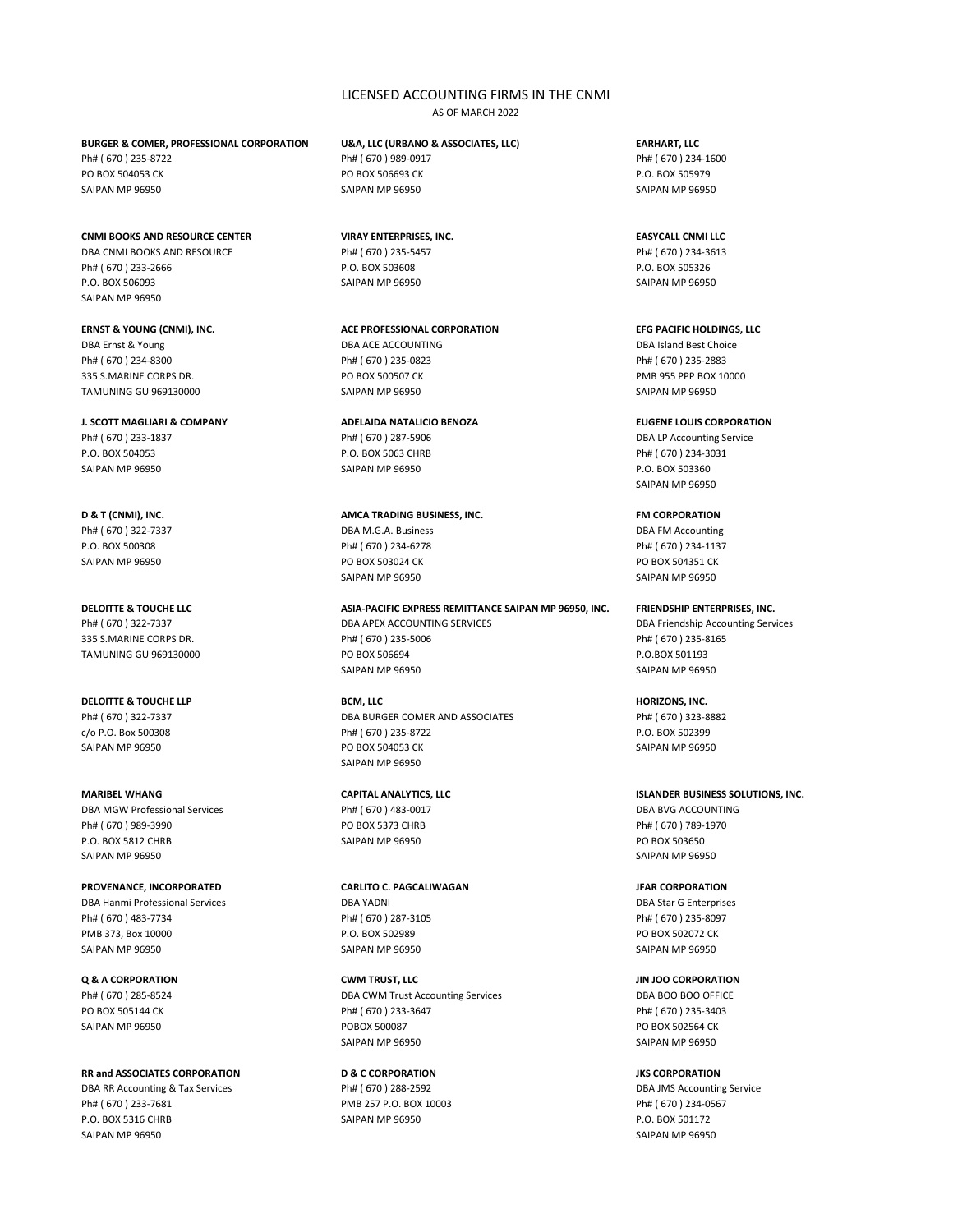# LICENSED ACCOUNTING FIRMS IN THE CNMI

AS OF MARCH 2022

**BURGER & COMER, PROFESSIONAL CORPORATION**
Ph# ( 670 ) 235-8722
PO BOX 504053 CK
SAIPAN MP 96950

**CNMI BOOKS AND RESOURCE CENTER**
DBA CNMI BOOKS AND RESOURCE
Ph# ( 670 ) 233-2666
P.O. BOX 506093
SAIPAN MP 96950

**ERNST & YOUNG (CNMI), INC.**
DBA Ernst & Young
Ph# ( 670 ) 234-8300
335 S.MARINE CORPS DR.
TAMUNING GU 969130000

**J. SCOTT MAGLIARI & COMPANY**
Ph# ( 670 ) 233-1837
P.O. BOX 504053
SAIPAN MP 96950

**D & T (CNMI), INC.**
Ph# ( 670 ) 322-7337
P.O. BOX 500308
SAIPAN MP 96950

**DELOITTE & TOUCHE LLC**
Ph# ( 670 ) 322-7337
335 S.MARINE CORPS DR.
TAMUNING GU 969130000

**DELOITTE & TOUCHE LLP**
Ph# ( 670 ) 322-7337
c/o P.O. Box 500308
SAIPAN MP 96950

**MARIBEL WHANG**
DBA MGW Professional Services
Ph# ( 670 ) 989-3990
P.O. BOX 5812 CHRB
SAIPAN MP 96950

**PROVENANCE, INCORPORATED**
DBA Hanmi Professional Services
Ph# ( 670 ) 483-7734
PMB 373, Box 10000
SAIPAN MP 96950

**Q & A CORPORATION**
Ph# ( 670 ) 285-8524
PO BOX 505144 CK
SAIPAN MP 96950

**RR and ASSOCIATES CORPORATION**
DBA RR Accounting & Tax Services
Ph# ( 670 ) 233-7681
P.O. BOX 5316 CHRB
SAIPAN MP 96950

**U&A, LLC (URBANO & ASSOCIATES, LLC)**
Ph# ( 670 ) 989-0917
PO BOX 506693 CK
SAIPAN MP 96950

**VIRAY ENTERPRISES, INC.**
Ph# ( 670 ) 235-5457
P.O. BOX 503608
SAIPAN MP 96950

**ACE PROFESSIONAL CORPORATION**
DBA ACE ACCOUNTING
Ph# ( 670 ) 235-0823
PO BOX 500507 CK
SAIPAN MP 96950

**ADELAIDA NATALICIO BENOZA**
Ph# ( 670 ) 287-5906
P.O. BOX 5063 CHRB
SAIPAN MP 96950

**AMCA TRADING BUSINESS, INC.**
DBA M.G.A. Business
Ph# ( 670 ) 234-6278
PO BOX 503024 CK
SAIPAN MP 96950

**ASIA-PACIFIC EXPRESS REMITTANCE SAIPAN MP 96950, INC.**
DBA APEX ACCOUNTING SERVICES
Ph# ( 670 ) 235-5006
PO BOX 506694
SAIPAN MP 96950

**BCM, LLC**
DBA BURGER COMER AND ASSOCIATES
Ph# ( 670 ) 235-8722
PO BOX 504053 CK
SAIPAN MP 96950

**CAPITAL ANALYTICS, LLC**
Ph# ( 670 ) 483-0017
PO BOX 5373 CHRB
SAIPAN MP 96950

**CARLITO C. PAGCALIWAGAN**
DBA YADNI
Ph# ( 670 ) 287-3105
P.O. BOX 502989
SAIPAN MP 96950

**CWM TRUST, LLC**
DBA CWM Trust Accounting Services
Ph# ( 670 ) 233-3647
POBOX 500087
SAIPAN MP 96950

**D & C CORPORATION**
Ph# ( 670 ) 288-2592
PMB 257 P.O. BOX 10003
SAIPAN MP 96950

**EARHART, LLC**
Ph# ( 670 ) 234-1600
P.O. BOX 505979
SAIPAN MP 96950

**EASYCALL CNMI LLC**
Ph# ( 670 ) 234-3613
P.O. BOX 505326
SAIPAN MP 96950

**EFG PACIFIC HOLDINGS, LLC**
DBA Island Best Choice
Ph# ( 670 ) 235-2883
PMB 955 PPP BOX 10000
SAIPAN MP 96950

**EUGENE LOUIS CORPORATION**
DBA LP Accounting Service
Ph# ( 670 ) 234-3031
P.O. BOX 503360
SAIPAN MP 96950

**FM CORPORATION**
DBA FM Accounting
Ph# ( 670 ) 234-1137
PO BOX 504351 CK
SAIPAN MP 96950

**FRIENDSHIP ENTERPRISES, INC.**
DBA Friendship Accounting Services
Ph# ( 670 ) 235-8165
P.O.BOX 501193
SAIPAN MP 96950

**HORIZONS, INC.**
Ph# ( 670 ) 323-8882
P.O. BOX 502399
SAIPAN MP 96950

**ISLANDER BUSINESS SOLUTIONS, INC.**
DBA BVG ACCOUNTING
Ph# ( 670 ) 789-1970
PO BOX 503650
SAIPAN MP 96950

**JFAR CORPORATION**
DBA Star G Enterprises
Ph# ( 670 ) 235-8097
PO BOX 502072 CK
SAIPAN MP 96950

**JIN JOO CORPORATION**
DBA BOO BOO OFFICE
Ph# ( 670 ) 235-3403
PO BOX 502564 CK
SAIPAN MP 96950

**JKS CORPORATION**
DBA JMS Accounting Service
Ph# ( 670 ) 234-0567
P.O. BOX 501172
SAIPAN MP 96950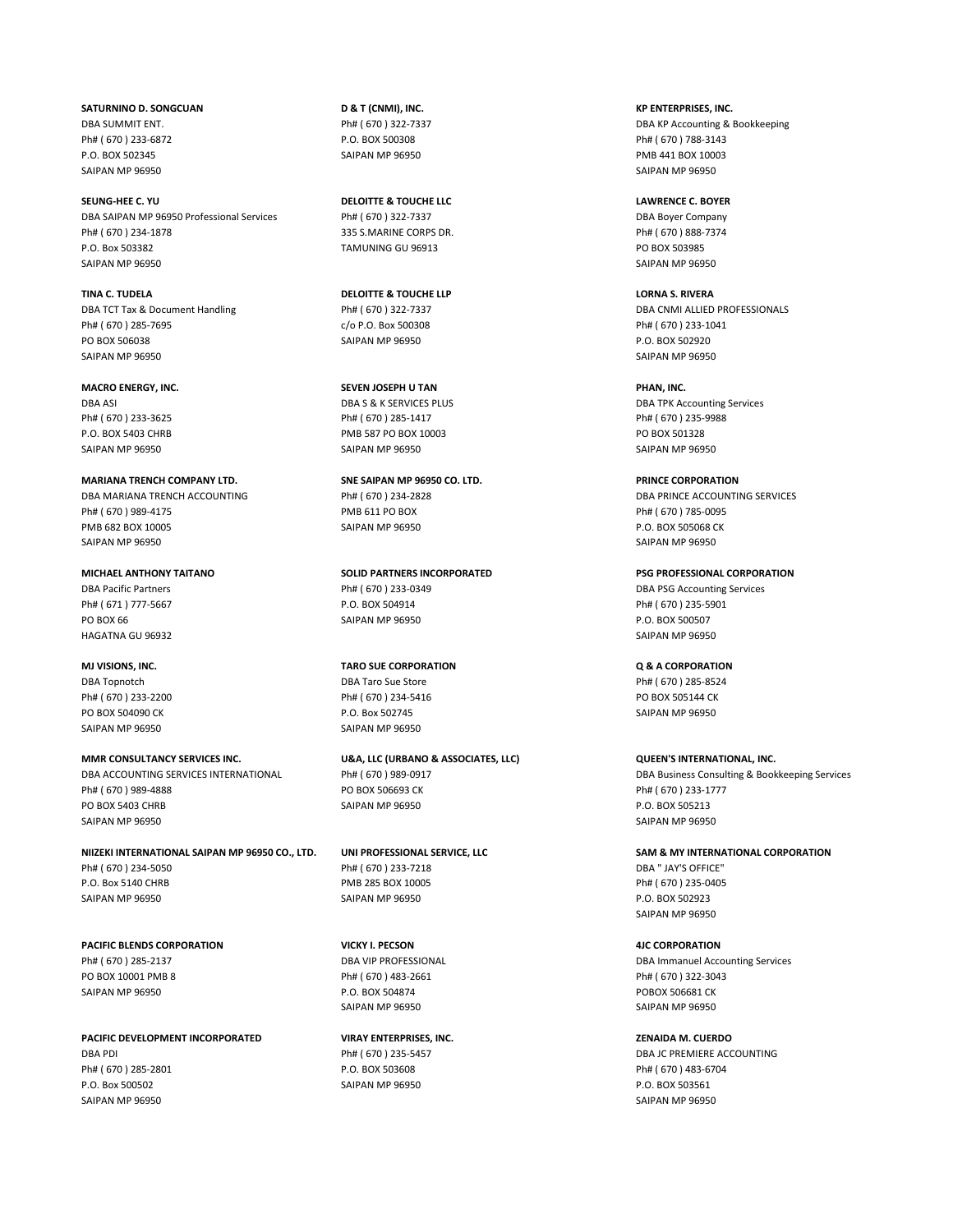**SATURNINO D. SONGCUAN**
DBA SUMMIT ENT.
Ph# ( 670 ) 233-6872
P.O. BOX 502345
SAIPAN MP 96950

**SEUNG-HEE C. YU**
DBA SAIPAN MP 96950 Professional Services
Ph# ( 670 ) 234-1878
P.O. Box 503382
SAIPAN MP 96950

**TINA C. TUDELA**
DBA TCT Tax & Document Handling
Ph# ( 670 ) 285-7695
PO BOX 506038
SAIPAN MP 96950

**MACRO ENERGY, INC.**
DBA ASI
Ph# ( 670 ) 233-3625
P.O. BOX 5403 CHRB
SAIPAN MP 96950

**MARIANA TRENCH COMPANY LTD.**
DBA MARIANA TRENCH ACCOUNTING
Ph# ( 670 ) 989-4175
PMB 682 BOX 10005
SAIPAN MP 96950

**MICHAEL ANTHONY TAITANO**
DBA Pacific Partners
Ph# ( 671 ) 777-5667
PO BOX 66
HAGATNA GU 96932

**MJ VISIONS, INC.**
DBA Topnotch
Ph# ( 670 ) 233-2200
PO BOX 504090 CK
SAIPAN MP 96950

**MMR CONSULTANCY SERVICES INC.**
DBA ACCOUNTING SERVICES INTERNATIONAL
Ph# ( 670 ) 989-4888
PO BOX 5403 CHRB
SAIPAN MP 96950

**NIIZEKI INTERNATIONAL SAIPAN MP 96950 CO., LTD.**
Ph# ( 670 ) 234-5050
P.O. Box 5140 CHRB
SAIPAN MP 96950

**PACIFIC BLENDS CORPORATION**
Ph# ( 670 ) 285-2137
PO BOX 10001 PMB 8
SAIPAN MP 96950

**PACIFIC DEVELOPMENT INCORPORATED**
DBA PDI
Ph# ( 670 ) 285-2801
P.O. Box 500502
SAIPAN MP 96950

**D & T (CNMI), INC.**
Ph# ( 670 ) 322-7337
P.O. BOX 500308
SAIPAN MP 96950

**DELOITTE & TOUCHE LLC**
Ph# ( 670 ) 322-7337
335 S.MARINE CORPS DR.
TAMUNING GU 96913

**DELOITTE & TOUCHE LLP**
Ph# ( 670 ) 322-7337
c/o P.O. Box 500308
SAIPAN MP 96950

**SEVEN JOSEPH U TAN**
DBA S & K SERVICES PLUS
Ph# ( 670 ) 285-1417
PMB 587 PO BOX 10003
SAIPAN MP 96950

**SNE SAIPAN MP 96950 CO. LTD.**
Ph# ( 670 ) 234-2828
PMB 611 PO BOX
SAIPAN MP 96950

**SOLID PARTNERS INCORPORATED**
Ph# ( 670 ) 233-0349
P.O. BOX 504914
SAIPAN MP 96950

**TARO SUE CORPORATION**
DBA Taro Sue Store
Ph# ( 670 ) 234-5416
P.O. Box 502745
SAIPAN MP 96950

**U&A, LLC (URBANO & ASSOCIATES, LLC)**
Ph# ( 670 ) 989-0917
PO BOX 506693 CK
SAIPAN MP 96950

**UNI PROFESSIONAL SERVICE, LLC**
Ph# ( 670 ) 233-7218
PMB 285 BOX 10005
SAIPAN MP 96950

**VICKY I. PECSON**
DBA VIP PROFESSIONAL
Ph# ( 670 ) 483-2661
P.O. BOX 504874
SAIPAN MP 96950

**VIRAY ENTERPRISES, INC.**
Ph# ( 670 ) 235-5457
P.O. BOX 503608
SAIPAN MP 96950

**KP ENTERPRISES, INC.**
DBA KP Accounting & Bookkeeping
Ph# ( 670 ) 788-3143
PMB 441 BOX 10003
SAIPAN MP 96950

**LAWRENCE C. BOYER**
DBA Boyer Company
Ph# ( 670 ) 888-7374
PO BOX 503985
SAIPAN MP 96950

**LORNA S. RIVERA**
DBA CNMI ALLIED PROFESSIONALS
Ph# ( 670 ) 233-1041
P.O. BOX 502920
SAIPAN MP 96950

**PHAN, INC.**
DBA TPK Accounting Services
Ph# ( 670 ) 235-9988
PO BOX 501328
SAIPAN MP 96950

**PRINCE CORPORATION**
DBA PRINCE ACCOUNTING SERVICES
Ph# ( 670 ) 785-0095
P.O. BOX 505068 CK
SAIPAN MP 96950

**PSG PROFESSIONAL CORPORATION**
DBA PSG Accounting Services
Ph# ( 670 ) 235-5901
P.O. BOX 500507
SAIPAN MP 96950

**Q & A CORPORATION**
Ph# ( 670 ) 285-8524
PO BOX 505144 CK
SAIPAN MP 96950

**QUEEN'S INTERNATIONAL, INC.**
DBA Business Consulting & Bookkeeping Services
Ph# ( 670 ) 233-1777
P.O. BOX 505213
SAIPAN MP 96950

**SAM & MY INTERNATIONAL CORPORATION**
DBA " JAY'S OFFICE"
Ph# ( 670 ) 235-0405
P.O. BOX 502923
SAIPAN MP 96950

**4JC CORPORATION**
DBA Immanuel Accounting Services
Ph# ( 670 ) 322-3043
POBOX 506681 CK
SAIPAN MP 96950

**ZENAIDA M. CUERDO**
DBA JC PREMIERE ACCOUNTING
Ph# ( 670 ) 483-6704
P.O. BOX 503561
SAIPAN MP 96950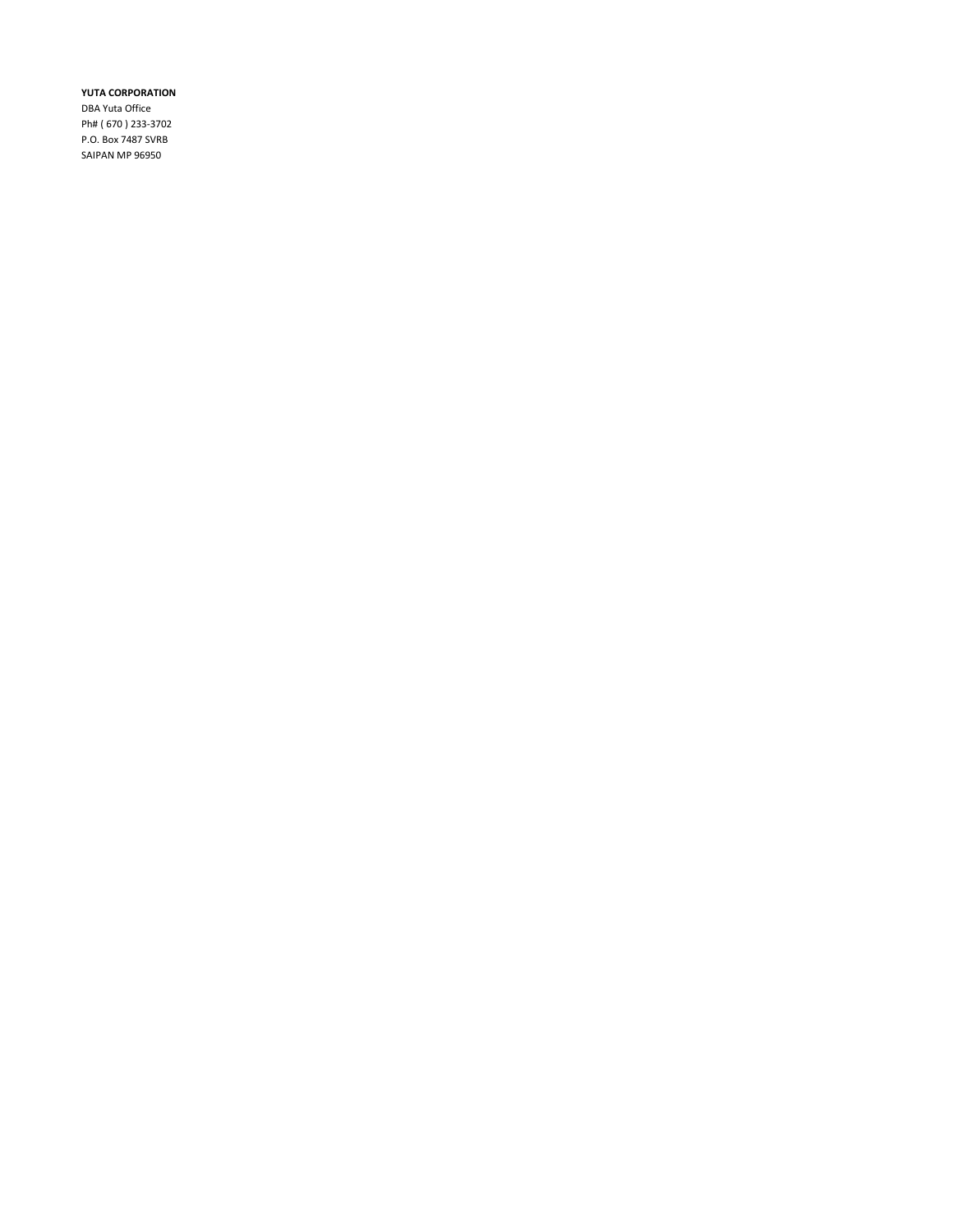**YUTA CORPORATION**
DBA Yuta Office
Ph# ( 670 ) 233-3702
P.O. Box 7487 SVRB
SAIPAN MP 96950